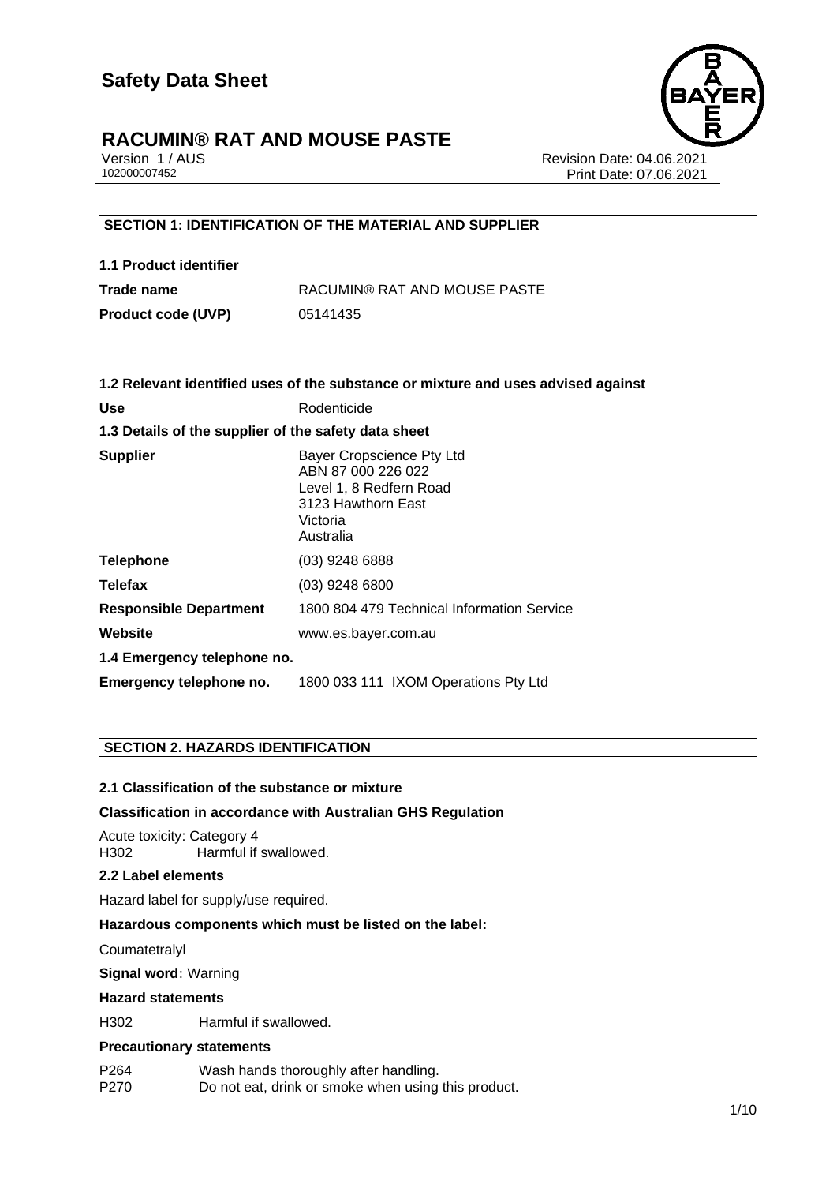# Safety Data Sheet

# RACUMIN® RAT AND MOUSE PASTE

Version 1 / AUS
102000007452

Revision Date: 04.06.2021
Print Date: 07.06.2021

## SECTION 1: IDENTIFICATION OF THE MATERIAL AND SUPPLIER

### 1.1 Product identifier

| | |
|---|---|
| **Trade name** | RACUMIN® RAT AND MOUSE PASTE |
| **Product code (UVP)** | 05141435 |

### 1.2 Relevant identified uses of the substance or mixture and uses advised against

| | |
|---|---|
| **Use** | Rodenticide |

### 1.3 Details of the supplier of the safety data sheet

| | |
|---|---|
| **Supplier** | Bayer Cropscience Pty Ltd<br>ABN 87 000 226 022<br>Level 1, 8 Redfern Road<br>3123 Hawthorn East<br>Victoria<br>Australia |
| **Telephone** | (03) 9248 6888 |
| **Telefax** | (03) 9248 6800 |
| **Responsible Department** | 1800 804 479 Technical Information Service |
| **Website** | www.es.bayer.com.au |

### 1.4 Emergency telephone no.

| | |
|---|---|
| **Emergency telephone no.** | 1800 033 111 IXOM Operations Pty Ltd |

## SECTION 2. HAZARDS IDENTIFICATION

### 2.1 Classification of the substance or mixture

**Classification in accordance with Australian GHS Regulation**

Acute toxicity: Category 4
H302 Harmful if swallowed.

### 2.2 Label elements

Hazard label for supply/use required.

**Hazardous components which must be listed on the label:**

Coumatetralyl

**Signal word**: Warning

**Hazard statements**

H302 Harmful if swallowed.

**Precautionary statements**

P264 Wash hands thoroughly after handling.
P270 Do not eat, drink or smoke when using this product.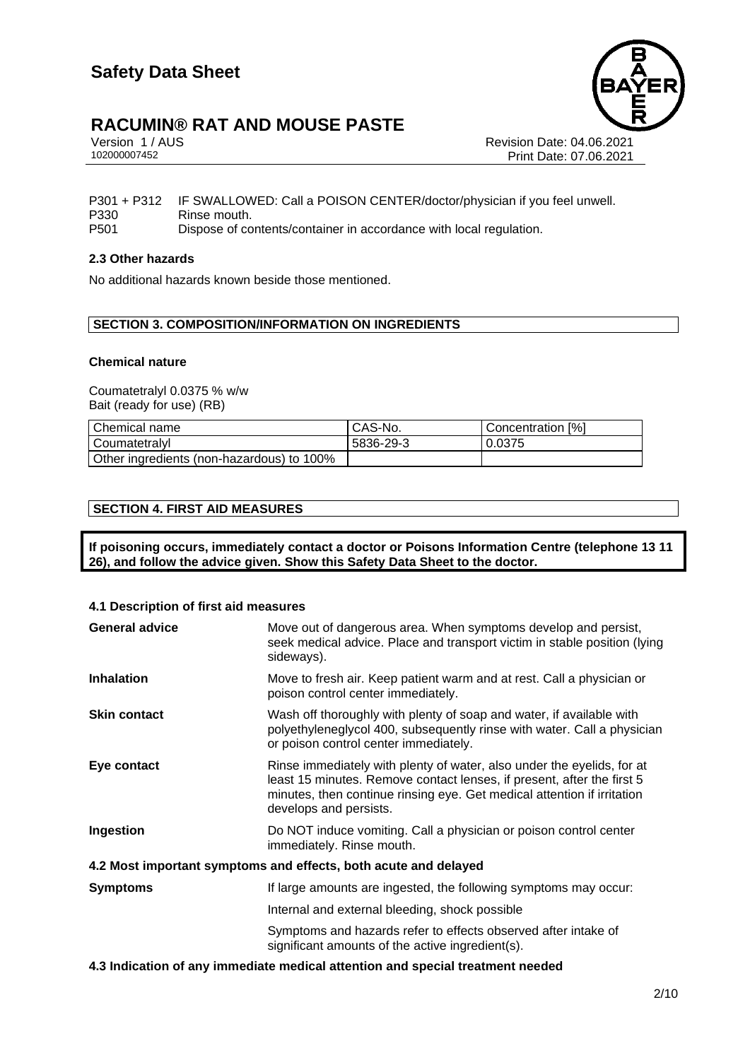| | |
|---|---|
| P301 + P312 | IF SWALLOWED: Call a POISON CENTER/doctor/physician if you feel unwell. |
| P330 | Rinse mouth. |
| P501 | Dispose of contents/container in accordance with local regulation. |

### 2.3 Other hazards

No additional hazards known beside those mentioned.

## SECTION 3. COMPOSITION/INFORMATION ON INGREDIENTS

### Chemical nature

Coumatetralyl 0.0375 % w/w
Bait (ready for use) (RB)

| Chemical name | CAS-No. | Concentration [%] |
|---|---|---|
| Coumatetralyl | 5836-29-3 | 0.0375 |
| Other ingredients (non-hazardous) to 100% | | |

## SECTION 4. FIRST AID MEASURES

**If poisoning occurs, immediately contact a doctor or Poisons Information Centre (telephone 13 11 26), and follow the advice given. Show this Safety Data Sheet to the doctor.**

### 4.1 Description of first aid measures

| | |
|---|---|
| **General advice** | Move out of dangerous area. When symptoms develop and persist, seek medical advice. Place and transport victim in stable position (lying sideways). |
| **Inhalation** | Move to fresh air. Keep patient warm and at rest. Call a physician or poison control center immediately. |
| **Skin contact** | Wash off thoroughly with plenty of soap and water, if available with polyethyleneglycol 400, subsequently rinse with water. Call a physician or poison control center immediately. |
| **Eye contact** | Rinse immediately with plenty of water, also under the eyelids, for at least 15 minutes. Remove contact lenses, if present, after the first 5 minutes, then continue rinsing eye. Get medical attention if irritation develops and persists. |
| **Ingestion** | Do NOT induce vomiting. Call a physician or poison control center immediately. Rinse mouth. |

### 4.2 Most important symptoms and effects, both acute and delayed

| | |
|---|---|
| **Symptoms** | If large amounts are ingested, the following symptoms may occur: |
| | Internal and external bleeding, shock possible |
| | Symptoms and hazards refer to effects observed after intake of significant amounts of the active ingredient(s). |

### 4.3 Indication of any immediate medical attention and special treatment needed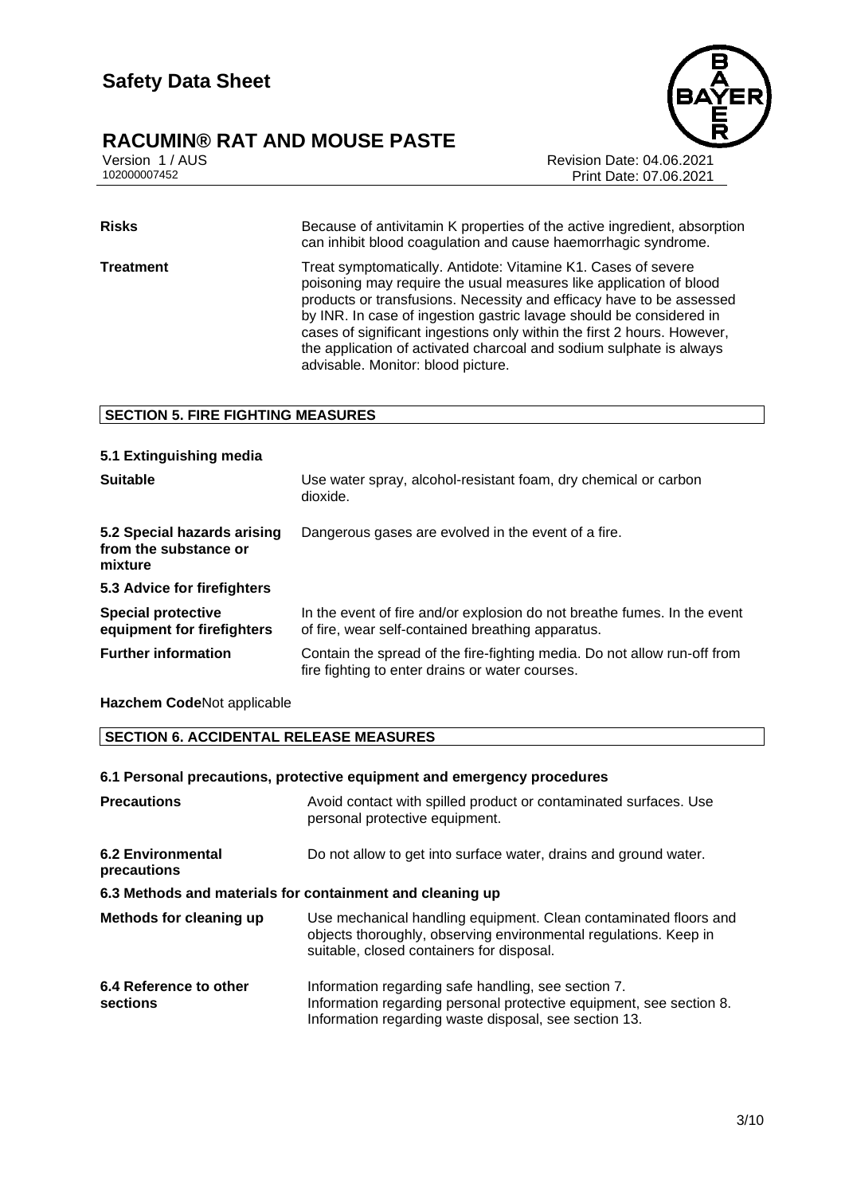| | |
|---|---|
| **Risks** | Because of antivitamin K properties of the active ingredient, absorption can inhibit blood coagulation and cause haemorrhagic syndrome. |
| **Treatment** | Treat symptomatically. Antidote: Vitamine K1. Cases of severe poisoning may require the usual measures like application of blood products or transfusions. Necessity and efficacy have to be assessed by INR. In case of ingestion gastric lavage should be considered in cases of significant ingestions only within the first 2 hours. However, the application of activated charcoal and sodium sulphate is always advisable. Monitor: blood picture. |

## SECTION 5. FIRE FIGHTING MEASURES

### 5.1 Extinguishing media

| | |
|---|---|
| **Suitable** | Use water spray, alcohol-resistant foam, dry chemical or carbon dioxide. |
| **5.2 Special hazards arising from the substance or mixture** | Dangerous gases are evolved in the event of a fire. |

### 5.3 Advice for firefighters

| | |
|---|---|
| **Special protective equipment for firefighters** | In the event of fire and/or explosion do not breathe fumes. In the event of fire, wear self-contained breathing apparatus. |
| **Further information** | Contain the spread of the fire-fighting media. Do not allow run-off from fire fighting to enter drains or water courses. |

**Hazchem Code**Not applicable

## SECTION 6. ACCIDENTAL RELEASE MEASURES

### 6.1 Personal precautions, protective equipment and emergency procedures

| | |
|---|---|
| **Precautions** | Avoid contact with spilled product or contaminated surfaces. Use personal protective equipment. |
| **6.2 Environmental precautions** | Do not allow to get into surface water, drains and ground water. |

### 6.3 Methods and materials for containment and cleaning up

| | |
|---|---|
| **Methods for cleaning up** | Use mechanical handling equipment. Clean contaminated floors and objects thoroughly, observing environmental regulations. Keep in suitable, closed containers for disposal. |
| **6.4 Reference to other sections** | Information regarding safe handling, see section 7.<br>Information regarding personal protective equipment, see section 8.<br>Information regarding waste disposal, see section 13. |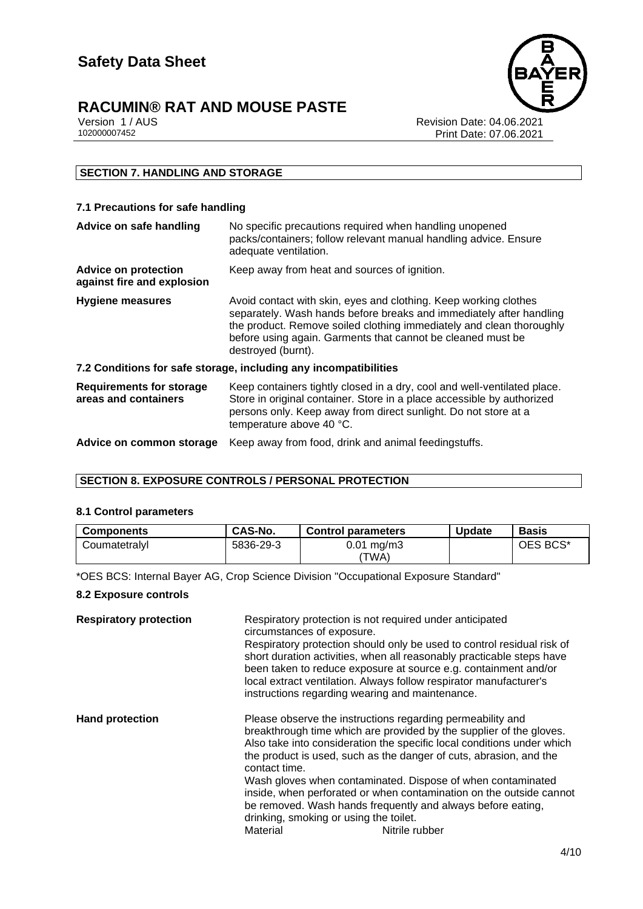## SECTION 7. HANDLING AND STORAGE

### 7.1 Precautions for safe handling

**Advice on safe handling** No specific precautions required when handling unopened packs/containers; follow relevant manual handling advice. Ensure adequate ventilation.

**Advice on protection against fire and explosion** Keep away from heat and sources of ignition.

**Hygiene measures** Avoid contact with skin, eyes and clothing. Keep working clothes separately. Wash hands before breaks and immediately after handling the product. Remove soiled clothing immediately and clean thoroughly before using again. Garments that cannot be cleaned must be destroyed (burnt).

### 7.2 Conditions for safe storage, including any incompatibilities

**Requirements for storage areas and containers** Keep containers tightly closed in a dry, cool and well-ventilated place. Store in original container. Store in a place accessible by authorized persons only. Keep away from direct sunlight. Do not store at a temperature above 40 °C.

**Advice on common storage** Keep away from food, drink and animal feedingstuffs.

## SECTION 8. EXPOSURE CONTROLS / PERSONAL PROTECTION

### 8.1 Control parameters

| Components | CAS-No. | Control parameters | Update | Basis |
|---|---|---|---|---|
| Coumatetralyl | 5836-29-3 | 0.01 mg/m3 (TWA) | | OES BCS* |

*OES BCS: Internal Bayer AG, Crop Science Division "Occupational Exposure Standard"

### 8.2 Exposure controls

**Respiratory protection** Respiratory protection is not required under anticipated circumstances of exposure.
Respiratory protection should only be used to control residual risk of short duration activities, when all reasonably practicable steps have been taken to reduce exposure at source e.g. containment and/or local extract ventilation. Always follow respirator manufacturer's instructions regarding wearing and maintenance.

**Hand protection** Please observe the instructions regarding permeability and breakthrough time which are provided by the supplier of the gloves. Also take into consideration the specific local conditions under which the product is used, such as the danger of cuts, abrasion, and the contact time.
Wash gloves when contaminated. Dispose of when contaminated inside, when perforated or when contamination on the outside cannot be removed. Wash hands frequently and always before eating, drinking, smoking or using the toilet.
Material Nitrile rubber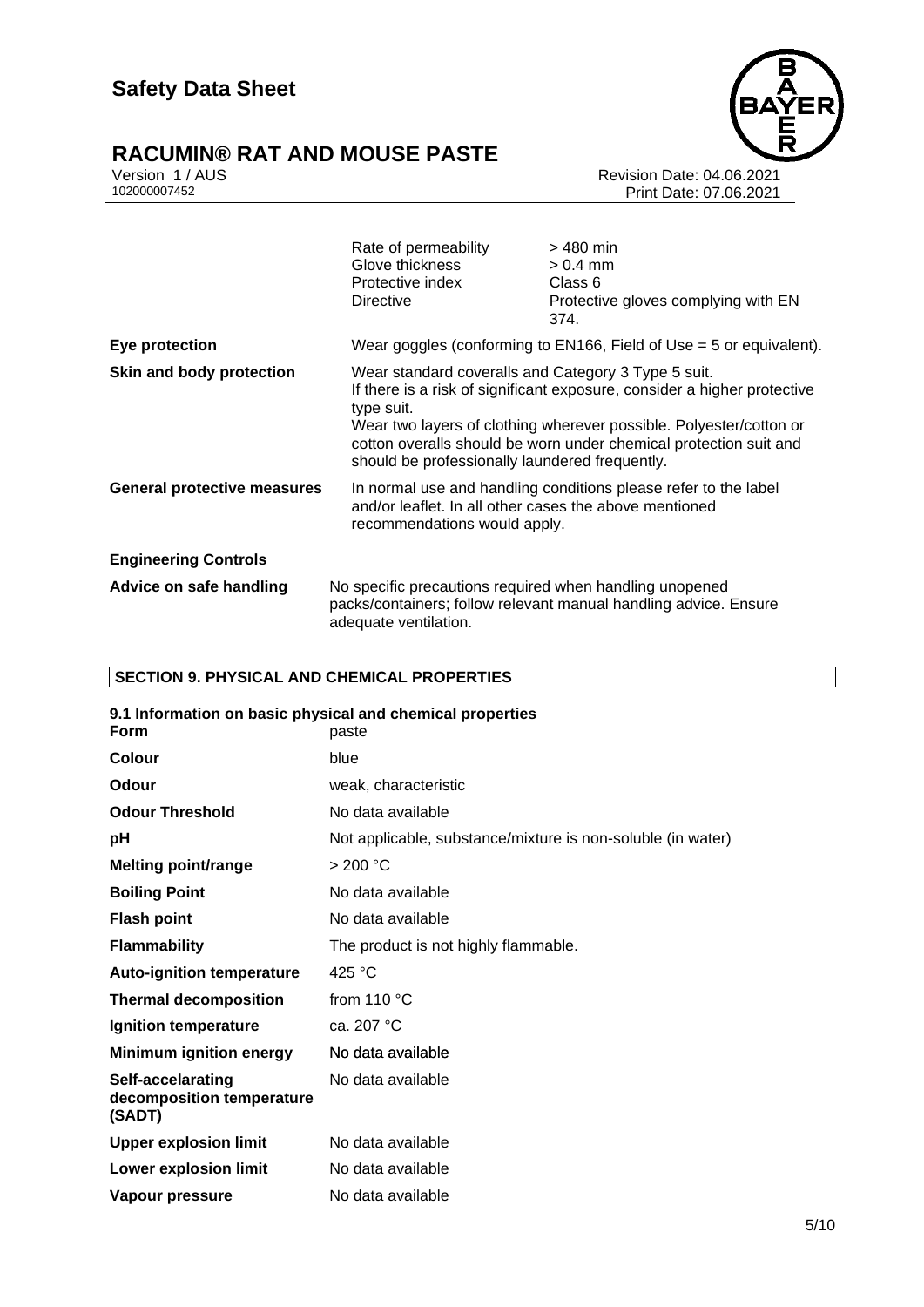| | | |
|---|---|---|
| | Rate of permeability | > 480 min |
| | Glove thickness | > 0.4 mm |
| | Protective index | Class 6 |
| | Directive | Protective gloves complying with EN 374. |

| | |
|---|---|
| **Eye protection** | Wear goggles (conforming to EN166, Field of Use = 5 or equivalent). |
| **Skin and body protection** | Wear standard coveralls and Category 3 Type 5 suit. If there is a risk of significant exposure, consider a higher protective type suit. Wear two layers of clothing wherever possible. Polyester/cotton or cotton overalls should be worn under chemical protection suit and should be professionally laundered frequently. |
| **General protective measures** | In normal use and handling conditions please refer to the label and/or leaflet. In all other cases the above mentioned recommendations would apply. |

**Engineering Controls**

| | |
|---|---|
| **Advice on safe handling** | No specific precautions required when handling unopened packs/containers; follow relevant manual handling advice. Ensure adequate ventilation. |

## SECTION 9. PHYSICAL AND CHEMICAL PROPERTIES

### 9.1 Information on basic physical and chemical properties

| | |
|---|---|
| **Form** | paste |
| **Colour** | blue |
| **Odour** | weak, characteristic |
| **Odour Threshold** | No data available |
| **pH** | Not applicable, substance/mixture is non-soluble (in water) |
| **Melting point/range** | > 200 °C |
| **Boiling Point** | No data available |
| **Flash point** | No data available |
| **Flammability** | The product is not highly flammable. |
| **Auto-ignition temperature** | 425 °C |
| **Thermal decomposition** | from 110 °C |
| **Ignition temperature** | ca. 207 °C |
| **Minimum ignition energy** | No data available |
| **Self-accelarating decomposition temperature (SADT)** | No data available |
| **Upper explosion limit** | No data available |
| **Lower explosion limit** | No data available |
| **Vapour pressure** | No data available |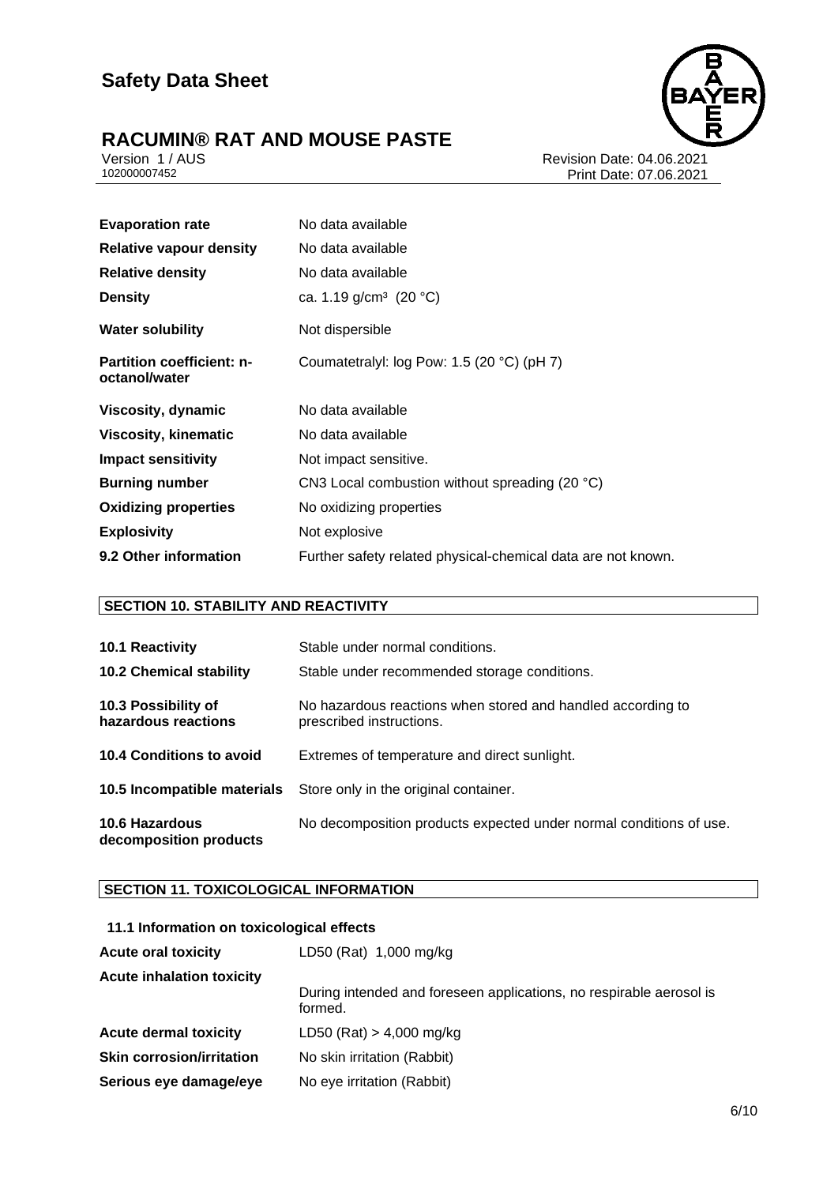| | |
|---|---|
| **Evaporation rate** | No data available |
| **Relative vapour density** | No data available |
| **Relative density** | No data available |
| **Density** | ca. 1.19 g/cm³ (20 °C) |
| **Water solubility** | Not dispersible |
| **Partition coefficient: n-octanol/water** | Coumatetralyl: log Pow: 1.5 (20 °C) (pH 7) |
| **Viscosity, dynamic** | No data available |
| **Viscosity, kinematic** | No data available |
| **Impact sensitivity** | Not impact sensitive. |
| **Burning number** | CN3 Local combustion without spreading (20 °C) |
| **Oxidizing properties** | No oxidizing properties |
| **Explosivity** | Not explosive |
| **9.2 Other information** | Further safety related physical-chemical data are not known. |

## SECTION 10. STABILITY AND REACTIVITY

| | |
|---|---|
| **10.1 Reactivity** | Stable under normal conditions. |
| **10.2 Chemical stability** | Stable under recommended storage conditions. |
| **10.3 Possibility of hazardous reactions** | No hazardous reactions when stored and handled according to prescribed instructions. |
| **10.4 Conditions to avoid** | Extremes of temperature and direct sunlight. |
| **10.5 Incompatible materials** | Store only in the original container. |
| **10.6 Hazardous decomposition products** | No decomposition products expected under normal conditions of use. |

## SECTION 11. TOXICOLOGICAL INFORMATION

### 11.1 Information on toxicological effects

| | |
|---|---|
| **Acute oral toxicity** | LD50 (Rat) 1,000 mg/kg |
| **Acute inhalation toxicity** | During intended and foreseen applications, no respirable aerosol is formed. |
| **Acute dermal toxicity** | LD50 (Rat) > 4,000 mg/kg |
| **Skin corrosion/irritation** | No skin irritation (Rabbit) |
| **Serious eye damage/eye** | No eye irritation (Rabbit) |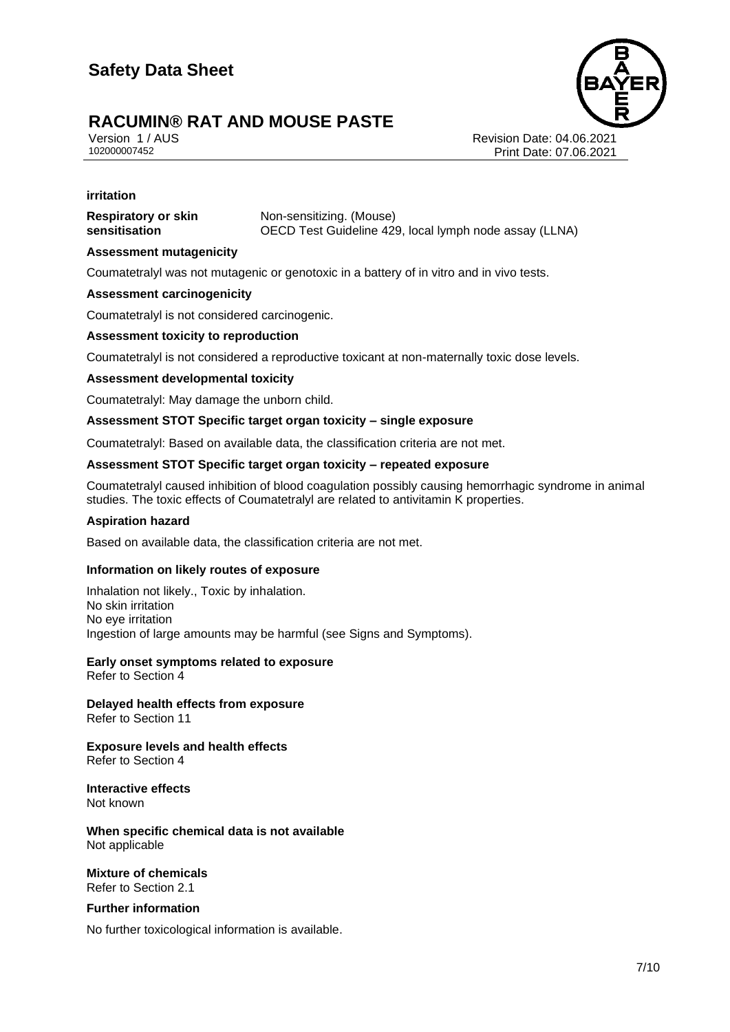**irritation**

| | |
|---|---|
| **Respiratory or skin sensitisation** | Non-sensitizing. (Mouse)<br>OECD Test Guideline 429, local lymph node assay (LLNA) |

**Assessment mutagenicity**

Coumatetralyl was not mutagenic or genotoxic in a battery of in vitro and in vivo tests.

**Assessment carcinogenicity**

Coumatetralyl is not considered carcinogenic.

**Assessment toxicity to reproduction**

Coumatetralyl is not considered a reproductive toxicant at non-maternally toxic dose levels.

**Assessment developmental toxicity**

Coumatetralyl: May damage the unborn child.

**Assessment STOT Specific target organ toxicity – single exposure**

Coumatetralyl: Based on available data, the classification criteria are not met.

**Assessment STOT Specific target organ toxicity – repeated exposure**

Coumatetralyl caused inhibition of blood coagulation possibly causing hemorrhagic syndrome in animal studies. The toxic effects of Coumatetralyl are related to antivitamin K properties.

**Aspiration hazard**

Based on available data, the classification criteria are not met.

**Information on likely routes of exposure**

Inhalation not likely., Toxic by inhalation.
No skin irritation
No eye irritation
Ingestion of large amounts may be harmful (see Signs and Symptoms).

**Early onset symptoms related to exposure**
Refer to Section 4

**Delayed health effects from exposure**
Refer to Section 11

**Exposure levels and health effects**
Refer to Section 4

**Interactive effects**
Not known

**When specific chemical data is not available**
Not applicable

**Mixture of chemicals**
Refer to Section 2.1

**Further information**

No further toxicological information is available.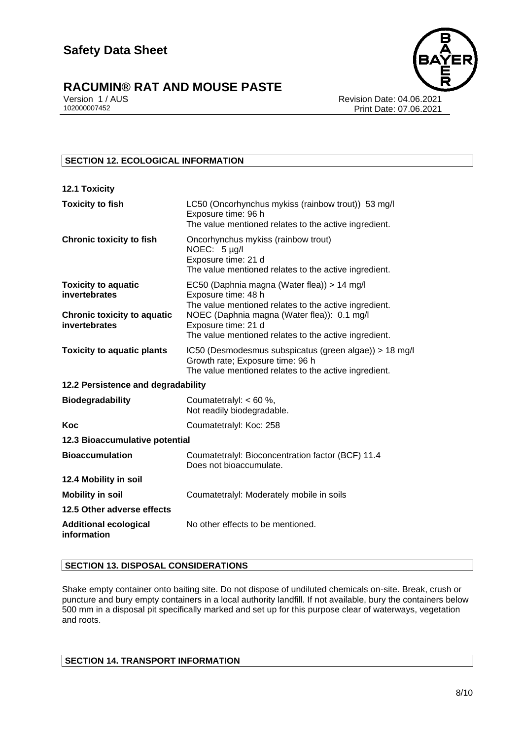## SECTION 12. ECOLOGICAL INFORMATION

### 12.1 Toxicity

| | |
|---|---|
| **Toxicity to fish** | LC50 (Oncorhynchus mykiss (rainbow trout)) 53 mg/l<br>Exposure time: 96 h<br>The value mentioned relates to the active ingredient. |
| **Chronic toxicity to fish** | Oncorhynchus mykiss (rainbow trout)<br>NOEC: 5 µg/l<br>Exposure time: 21 d<br>The value mentioned relates to the active ingredient. |
| **Toxicity to aquatic invertebrates** | EC50 (Daphnia magna (Water flea)) > 14 mg/l<br>Exposure time: 48 h<br>The value mentioned relates to the active ingredient. |
| **Chronic toxicity to aquatic invertebrates** | NOEC (Daphnia magna (Water flea)): 0.1 mg/l<br>Exposure time: 21 d<br>The value mentioned relates to the active ingredient. |
| **Toxicity to aquatic plants** | IC50 (Desmodesmus subspicatus (green algae)) > 18 mg/l<br>Growth rate; Exposure time: 96 h<br>The value mentioned relates to the active ingredient. |

### 12.2 Persistence and degradability

| | |
|---|---|
| **Biodegradability** | Coumatetralyl: < 60 %,<br>Not readily biodegradable. |
| **Koc** | Coumatetralyl: Koc: 258 |

### 12.3 Bioaccumulative potential

| | |
|---|---|
| **Bioaccumulation** | Coumatetralyl: Bioconcentration factor (BCF) 11.4<br>Does not bioaccumulate. |

### 12.4 Mobility in soil

| | |
|---|---|
| **Mobility in soil** | Coumatetralyl: Moderately mobile in soils |

### 12.5 Other adverse effects

| | |
|---|---|
| **Additional ecological information** | No other effects to be mentioned. |

## SECTION 13. DISPOSAL CONSIDERATIONS

Shake empty container onto baiting site. Do not dispose of undiluted chemicals on-site. Break, crush or puncture and bury empty containers in a local authority landfill. If not available, bury the containers below 500 mm in a disposal pit specifically marked and set up for this purpose clear of waterways, vegetation and roots.

## SECTION 14. TRANSPORT INFORMATION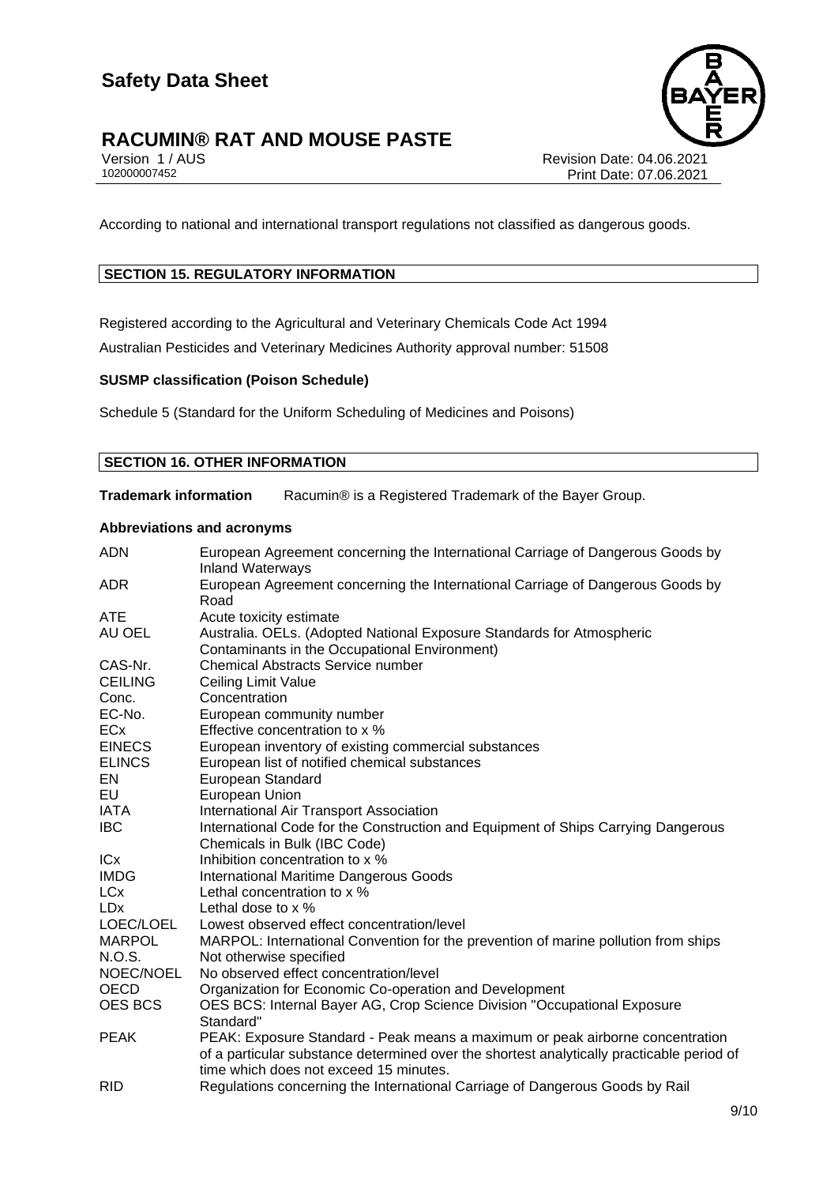According to national and international transport regulations not classified as dangerous goods.

## SECTION 15. REGULATORY INFORMATION

Registered according to the Agricultural and Veterinary Chemicals Code Act 1994

Australian Pesticides and Veterinary Medicines Authority approval number: 51508

**SUSMP classification (Poison Schedule)**

Schedule 5 (Standard for the Uniform Scheduling of Medicines and Poisons)

## SECTION 16. OTHER INFORMATION

**Trademark information** Racumin® is a Registered Trademark of the Bayer Group.

**Abbreviations and acronyms**

| | |
|---|---|
| ADN | European Agreement concerning the International Carriage of Dangerous Goods by Inland Waterways |
| ADR | European Agreement concerning the International Carriage of Dangerous Goods by Road |
| ATE | Acute toxicity estimate |
| AU OEL | Australia. OELs. (Adopted National Exposure Standards for Atmospheric Contaminants in the Occupational Environment) |
| CAS-Nr. | Chemical Abstracts Service number |
| CEILING | Ceiling Limit Value |
| Conc. | Concentration |
| EC-No. | European community number |
| ECx | Effective concentration to x % |
| EINECS | European inventory of existing commercial substances |
| ELINCS | European list of notified chemical substances |
| EN | European Standard |
| EU | European Union |
| IATA | International Air Transport Association |
| IBC | International Code for the Construction and Equipment of Ships Carrying Dangerous Chemicals in Bulk (IBC Code) |
| ICx | Inhibition concentration to x % |
| IMDG | International Maritime Dangerous Goods |
| LCx | Lethal concentration to x % |
| LDx | Lethal dose to x % |
| LOEC/LOEL | Lowest observed effect concentration/level |
| MARPOL | MARPOL: International Convention for the prevention of marine pollution from ships |
| N.O.S. | Not otherwise specified |
| NOEC/NOEL | No observed effect concentration/level |
| OECD | Organization for Economic Co-operation and Development |
| OES BCS | OES BCS: Internal Bayer AG, Crop Science Division "Occupational Exposure Standard" |
| PEAK | PEAK: Exposure Standard - Peak means a maximum or peak airborne concentration of a particular substance determined over the shortest analytically practicable period of time which does not exceed 15 minutes. |
| RID | Regulations concerning the International Carriage of Dangerous Goods by Rail |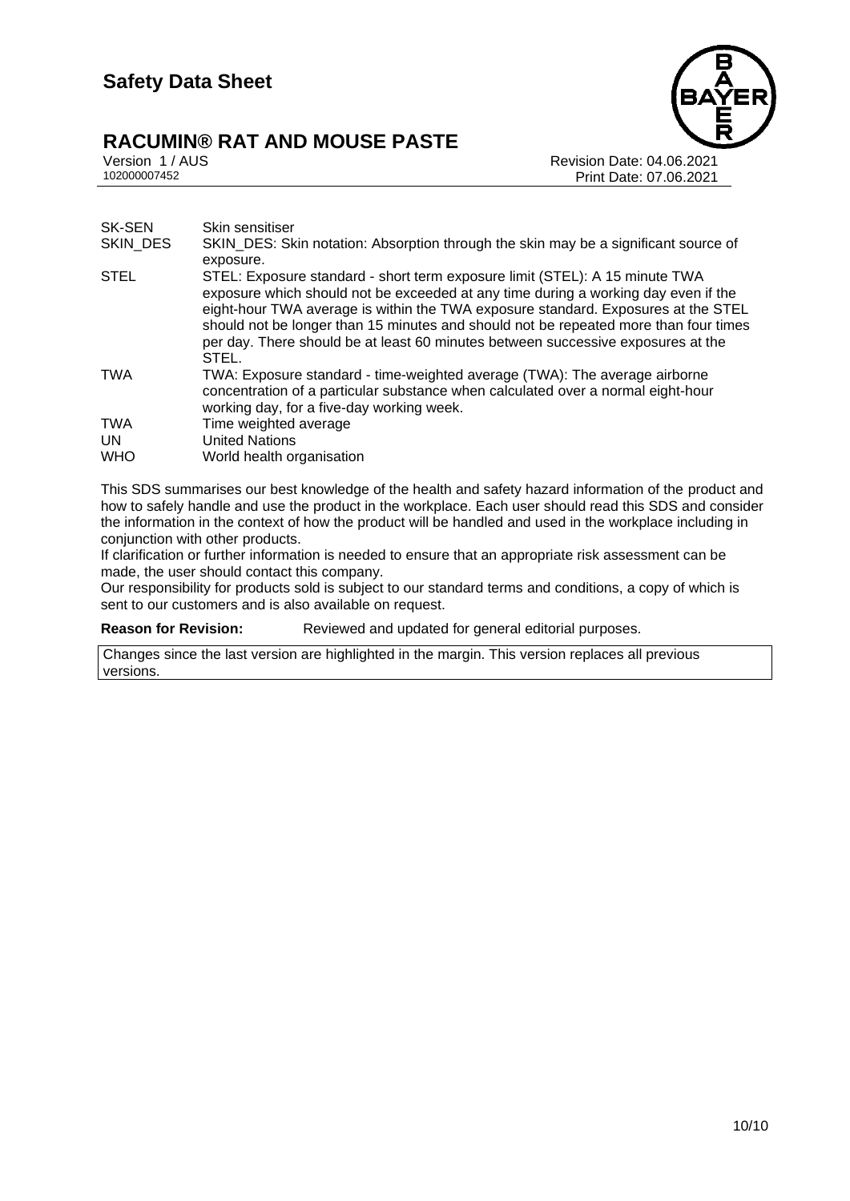| | |
|---|---|
| SK-SEN | Skin sensitiser |
| SKIN_DES | SKIN_DES: Skin notation: Absorption through the skin may be a significant source of exposure. |
| STEL | STEL: Exposure standard - short term exposure limit (STEL): A 15 minute TWA exposure which should not be exceeded at any time during a working day even if the eight-hour TWA average is within the TWA exposure standard. Exposures at the STEL should not be longer than 15 minutes and should not be repeated more than four times per day. There should be at least 60 minutes between successive exposures at the STEL. |
| TWA | TWA: Exposure standard - time-weighted average (TWA): The average airborne concentration of a particular substance when calculated over a normal eight-hour working day, for a five-day working week. |
| TWA | Time weighted average |
| UN | United Nations |
| WHO | World health organisation |

This SDS summarises our best knowledge of the health and safety hazard information of the product and how to safely handle and use the product in the workplace. Each user should read this SDS and consider the information in the context of how the product will be handled and used in the workplace including in conjunction with other products.
If clarification or further information is needed to ensure that an appropriate risk assessment can be made, the user should contact this company.
Our responsibility for products sold is subject to our standard terms and conditions, a copy of which is sent to our customers and is also available on request.

**Reason for Revision:** Reviewed and updated for general editorial purposes.

Changes since the last version are highlighted in the margin. This version replaces all previous versions.